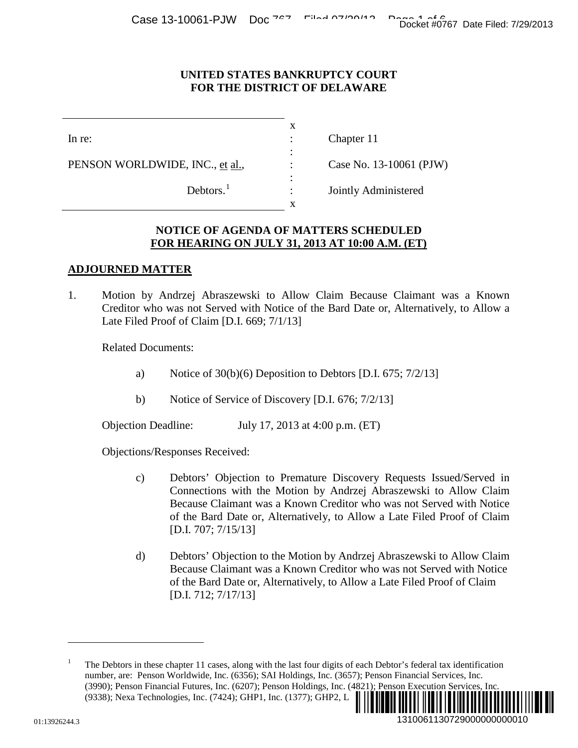**UNITED STATES BANKRUPTCY COURT**
**FOR THE DISTRICT OF DELAWARE**

| | | |
|---|---|---|
| In re: | : | Chapter 11 |
| PENSON WORLDWIDE, INC., et al., | : | Case No. 13-10061 (PJW) |
| Debtors.[1] | : | Jointly Administered |

**NOTICE OF AGENDA OF MATTERS SCHEDULED**
**FOR HEARING ON JULY 31, 2013 AT 10:00 A.M. (ET)**

## ADJOURNED MATTER

1. Motion by Andrzej Abraszewski to Allow Claim Because Claimant was a Known Creditor who was not Served with Notice of the Bard Date or, Alternatively, to Allow a Late Filed Proof of Claim [D.I. 669; 7/1/13]

   Related Documents:

   a) Notice of 30(b)(6) Deposition to Debtors [D.I. 675; 7/2/13]

   b) Notice of Service of Discovery [D.I. 676; 7/2/13]

   Objection Deadline: July 17, 2013 at 4:00 p.m. (ET)

   Objections/Responses Received:

   c) Debtors' Objection to Premature Discovery Requests Issued/Served in Connections with the Motion by Andrzej Abraszewski to Allow Claim Because Claimant was a Known Creditor who was not Served with Notice of the Bard Date or, Alternatively, to Allow a Late Filed Proof of Claim [D.I. 707; 7/15/13]

   d) Debtors' Objection to the Motion by Andrzej Abraszewski to Allow Claim Because Claimant was a Known Creditor who was not Served with Notice of the Bard Date or, Alternatively, to Allow a Late Filed Proof of Claim [D.I. 712; 7/17/13]

---

[1] The Debtors in these chapter 11 cases, along with the last four digits of each Debtor's federal tax identification number, are: Penson Worldwide, Inc. (6356); SAI Holdings, Inc. (3657); Penson Financial Services, Inc. (3990); Penson Financial Futures, Inc. (6207); Penson Holdings, Inc. (4821); Penson Execution Services, Inc. (9338); Nexa Technologies, Inc. (7424); GHP1, Inc. (1377); GHP2, L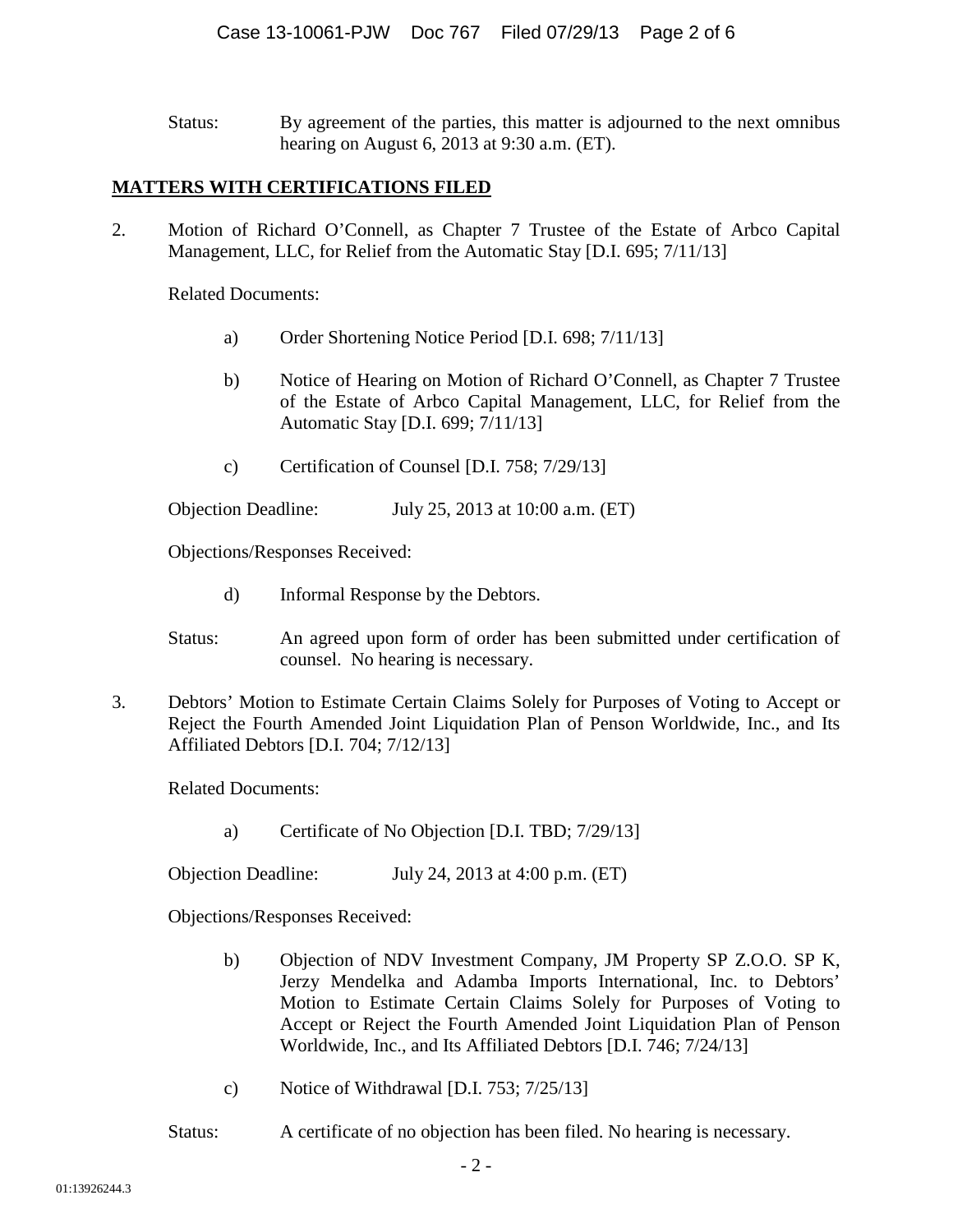Status: By agreement of the parties, this matter is adjourned to the next omnibus hearing on August 6, 2013 at 9:30 a.m. (ET).

**MATTERS WITH CERTIFICATIONS FILED**

2. Motion of Richard O'Connell, as Chapter 7 Trustee of the Estate of Arbco Capital Management, LLC, for Relief from the Automatic Stay [D.I. 695; 7/11/13]

   Related Documents:

   a) Order Shortening Notice Period [D.I. 698; 7/11/13]

   b) Notice of Hearing on Motion of Richard O'Connell, as Chapter 7 Trustee of the Estate of Arbco Capital Management, LLC, for Relief from the Automatic Stay [D.I. 699; 7/11/13]

   c) Certification of Counsel [D.I. 758; 7/29/13]

   Objection Deadline: July 25, 2013 at 10:00 a.m. (ET)

   Objections/Responses Received:

   d) Informal Response by the Debtors.

   Status: An agreed upon form of order has been submitted under certification of counsel. No hearing is necessary.

3. Debtors' Motion to Estimate Certain Claims Solely for Purposes of Voting to Accept or Reject the Fourth Amended Joint Liquidation Plan of Penson Worldwide, Inc., and Its Affiliated Debtors [D.I. 704; 7/12/13]

   Related Documents:

   a) Certificate of No Objection [D.I. TBD; 7/29/13]

   Objection Deadline: July 24, 2013 at 4:00 p.m. (ET)

   Objections/Responses Received:

   b) Objection of NDV Investment Company, JM Property SP Z.O.O. SP K, Jerzy Mendelka and Adamba Imports International, Inc. to Debtors' Motion to Estimate Certain Claims Solely for Purposes of Voting to Accept or Reject the Fourth Amended Joint Liquidation Plan of Penson Worldwide, Inc., and Its Affiliated Debtors [D.I. 746; 7/24/13]

   c) Notice of Withdrawal [D.I. 753; 7/25/13]

   Status: A certificate of no objection has been filed. No hearing is necessary.

01:13926244.3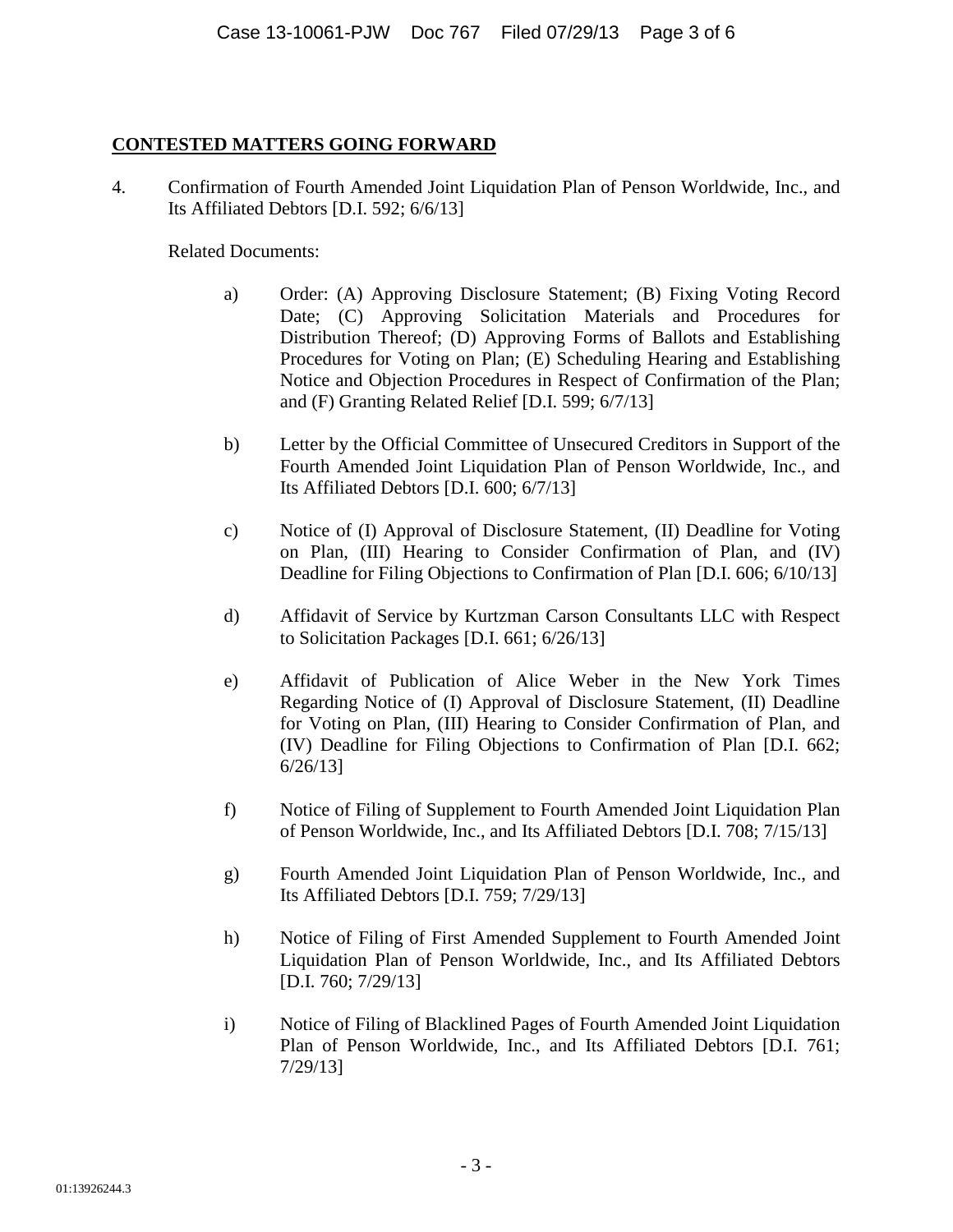## CONTESTED MATTERS GOING FORWARD

4. Confirmation of Fourth Amended Joint Liquidation Plan of Penson Worldwide, Inc., and Its Affiliated Debtors [D.I. 592; 6/6/13]

   Related Documents:

   a) Order: (A) Approving Disclosure Statement; (B) Fixing Voting Record Date; (C) Approving Solicitation Materials and Procedures for Distribution Thereof; (D) Approving Forms of Ballots and Establishing Procedures for Voting on Plan; (E) Scheduling Hearing and Establishing Notice and Objection Procedures in Respect of Confirmation of the Plan; and (F) Granting Related Relief [D.I. 599; 6/7/13]

   b) Letter by the Official Committee of Unsecured Creditors in Support of the Fourth Amended Joint Liquidation Plan of Penson Worldwide, Inc., and Its Affiliated Debtors [D.I. 600; 6/7/13]

   c) Notice of (I) Approval of Disclosure Statement, (II) Deadline for Voting on Plan, (III) Hearing to Consider Confirmation of Plan, and (IV) Deadline for Filing Objections to Confirmation of Plan [D.I. 606; 6/10/13]

   d) Affidavit of Service by Kurtzman Carson Consultants LLC with Respect to Solicitation Packages [D.I. 661; 6/26/13]

   e) Affidavit of Publication of Alice Weber in the New York Times Regarding Notice of (I) Approval of Disclosure Statement, (II) Deadline for Voting on Plan, (III) Hearing to Consider Confirmation of Plan, and (IV) Deadline for Filing Objections to Confirmation of Plan [D.I. 662; 6/26/13]

   f) Notice of Filing of Supplement to Fourth Amended Joint Liquidation Plan of Penson Worldwide, Inc., and Its Affiliated Debtors [D.I. 708; 7/15/13]

   g) Fourth Amended Joint Liquidation Plan of Penson Worldwide, Inc., and Its Affiliated Debtors [D.I. 759; 7/29/13]

   h) Notice of Filing of First Amended Supplement to Fourth Amended Joint Liquidation Plan of Penson Worldwide, Inc., and Its Affiliated Debtors [D.I. 760; 7/29/13]

   i) Notice of Filing of Blacklined Pages of Fourth Amended Joint Liquidation Plan of Penson Worldwide, Inc., and Its Affiliated Debtors [D.I. 761; 7/29/13]

01:13926244.3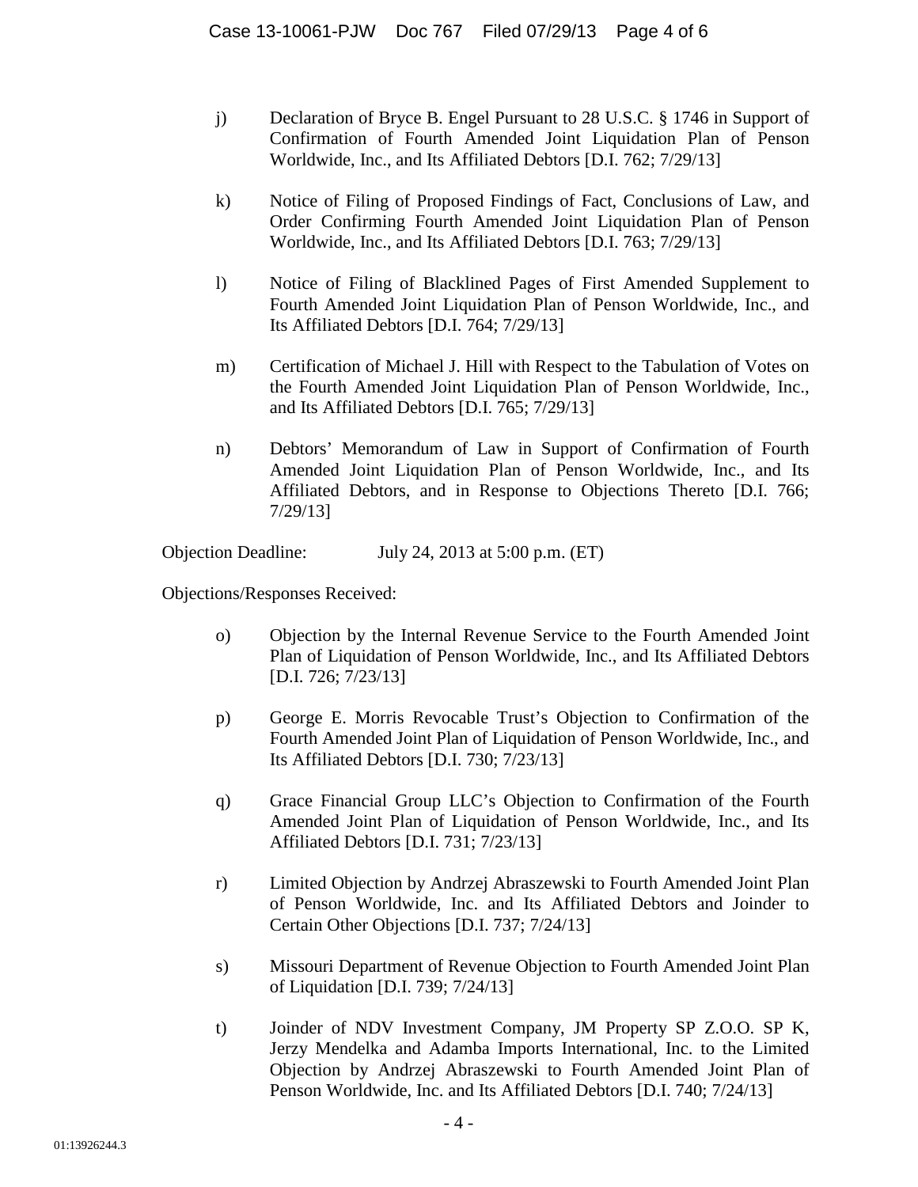j) Declaration of Bryce B. Engel Pursuant to 28 U.S.C. § 1746 in Support of Confirmation of Fourth Amended Joint Liquidation Plan of Penson Worldwide, Inc., and Its Affiliated Debtors [D.I. 762; 7/29/13]

k) Notice of Filing of Proposed Findings of Fact, Conclusions of Law, and Order Confirming Fourth Amended Joint Liquidation Plan of Penson Worldwide, Inc., and Its Affiliated Debtors [D.I. 763; 7/29/13]

l) Notice of Filing of Blacklined Pages of First Amended Supplement to Fourth Amended Joint Liquidation Plan of Penson Worldwide, Inc., and Its Affiliated Debtors [D.I. 764; 7/29/13]

m) Certification of Michael J. Hill with Respect to the Tabulation of Votes on the Fourth Amended Joint Liquidation Plan of Penson Worldwide, Inc., and Its Affiliated Debtors [D.I. 765; 7/29/13]

n) Debtors' Memorandum of Law in Support of Confirmation of Fourth Amended Joint Liquidation Plan of Penson Worldwide, Inc., and Its Affiliated Debtors, and in Response to Objections Thereto [D.I. 766; 7/29/13]

Objection Deadline: July 24, 2013 at 5:00 p.m. (ET)

Objections/Responses Received:

o) Objection by the Internal Revenue Service to the Fourth Amended Joint Plan of Liquidation of Penson Worldwide, Inc., and Its Affiliated Debtors [D.I. 726; 7/23/13]

p) George E. Morris Revocable Trust's Objection to Confirmation of the Fourth Amended Joint Plan of Liquidation of Penson Worldwide, Inc., and Its Affiliated Debtors [D.I. 730; 7/23/13]

q) Grace Financial Group LLC's Objection to Confirmation of the Fourth Amended Joint Plan of Liquidation of Penson Worldwide, Inc., and Its Affiliated Debtors [D.I. 731; 7/23/13]

r) Limited Objection by Andrzej Abraszewski to Fourth Amended Joint Plan of Penson Worldwide, Inc. and Its Affiliated Debtors and Joinder to Certain Other Objections [D.I. 737; 7/24/13]

s) Missouri Department of Revenue Objection to Fourth Amended Joint Plan of Liquidation [D.I. 739; 7/24/13]

t) Joinder of NDV Investment Company, JM Property SP Z.O.O. SP K, Jerzy Mendelka and Adamba Imports International, Inc. to the Limited Objection by Andrzej Abraszewski to Fourth Amended Joint Plan of Penson Worldwide, Inc. and Its Affiliated Debtors [D.I. 740; 7/24/13]

01:13926244.3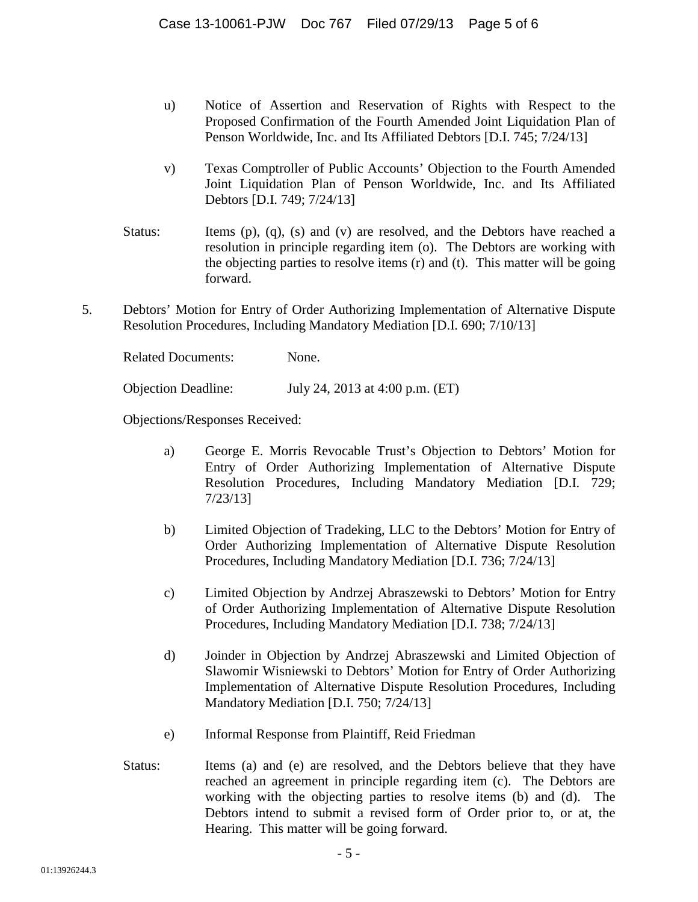u) Notice of Assertion and Reservation of Rights with Respect to the Proposed Confirmation of the Fourth Amended Joint Liquidation Plan of Penson Worldwide, Inc. and Its Affiliated Debtors [D.I. 745; 7/24/13]

v) Texas Comptroller of Public Accounts' Objection to the Fourth Amended Joint Liquidation Plan of Penson Worldwide, Inc. and Its Affiliated Debtors [D.I. 749; 7/24/13]

Status: Items (p), (q), (s) and (v) are resolved, and the Debtors have reached a resolution in principle regarding item (o). The Debtors are working with the objecting parties to resolve items (r) and (t). This matter will be going forward.

5. Debtors' Motion for Entry of Order Authorizing Implementation of Alternative Dispute Resolution Procedures, Including Mandatory Mediation [D.I. 690; 7/10/13]

Related Documents: None.

Objection Deadline: July 24, 2013 at 4:00 p.m. (ET)

Objections/Responses Received:

a) George E. Morris Revocable Trust's Objection to Debtors' Motion for Entry of Order Authorizing Implementation of Alternative Dispute Resolution Procedures, Including Mandatory Mediation [D.I. 729; 7/23/13]

b) Limited Objection of Tradeking, LLC to the Debtors' Motion for Entry of Order Authorizing Implementation of Alternative Dispute Resolution Procedures, Including Mandatory Mediation [D.I. 736; 7/24/13]

c) Limited Objection by Andrzej Abraszewski to Debtors' Motion for Entry of Order Authorizing Implementation of Alternative Dispute Resolution Procedures, Including Mandatory Mediation [D.I. 738; 7/24/13]

d) Joinder in Objection by Andrzej Abraszewski and Limited Objection of Slawomir Wisniewski to Debtors' Motion for Entry of Order Authorizing Implementation of Alternative Dispute Resolution Procedures, Including Mandatory Mediation [D.I. 750; 7/24/13]

e) Informal Response from Plaintiff, Reid Friedman

Status: Items (a) and (e) are resolved, and the Debtors believe that they have reached an agreement in principle regarding item (c). The Debtors are working with the objecting parties to resolve items (b) and (d). The Debtors intend to submit a revised form of Order prior to, or at, the Hearing. This matter will be going forward.

01:13926244.3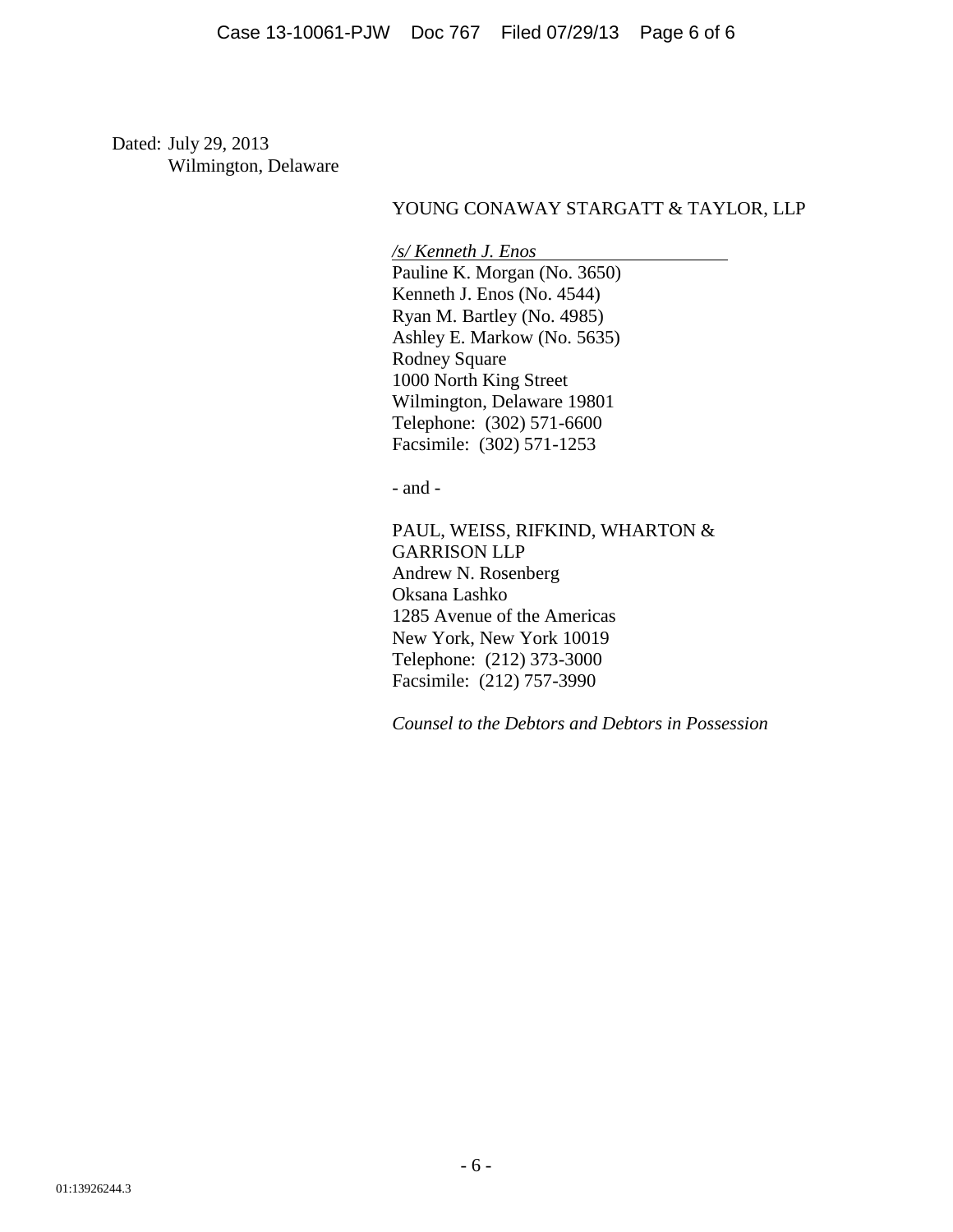Dated: July 29, 2013
Wilmington, Delaware

YOUNG CONAWAY STARGATT & TAYLOR, LLP

*/s/ Kenneth J. Enos*
Pauline K. Morgan (No. 3650)
Kenneth J. Enos (No. 4544)
Ryan M. Bartley (No. 4985)
Ashley E. Markow (No. 5635)
Rodney Square
1000 North King Street
Wilmington, Delaware 19801
Telephone: (302) 571-6600
Facsimile: (302) 571-1253

- and -

PAUL, WEISS, RIFKIND, WHARTON & GARRISON LLP
Andrew N. Rosenberg
Oksana Lashko
1285 Avenue of the Americas
New York, New York 10019
Telephone: (212) 373-3000
Facsimile: (212) 757-3990

*Counsel to the Debtors and Debtors in Possession*

01:13926244.3